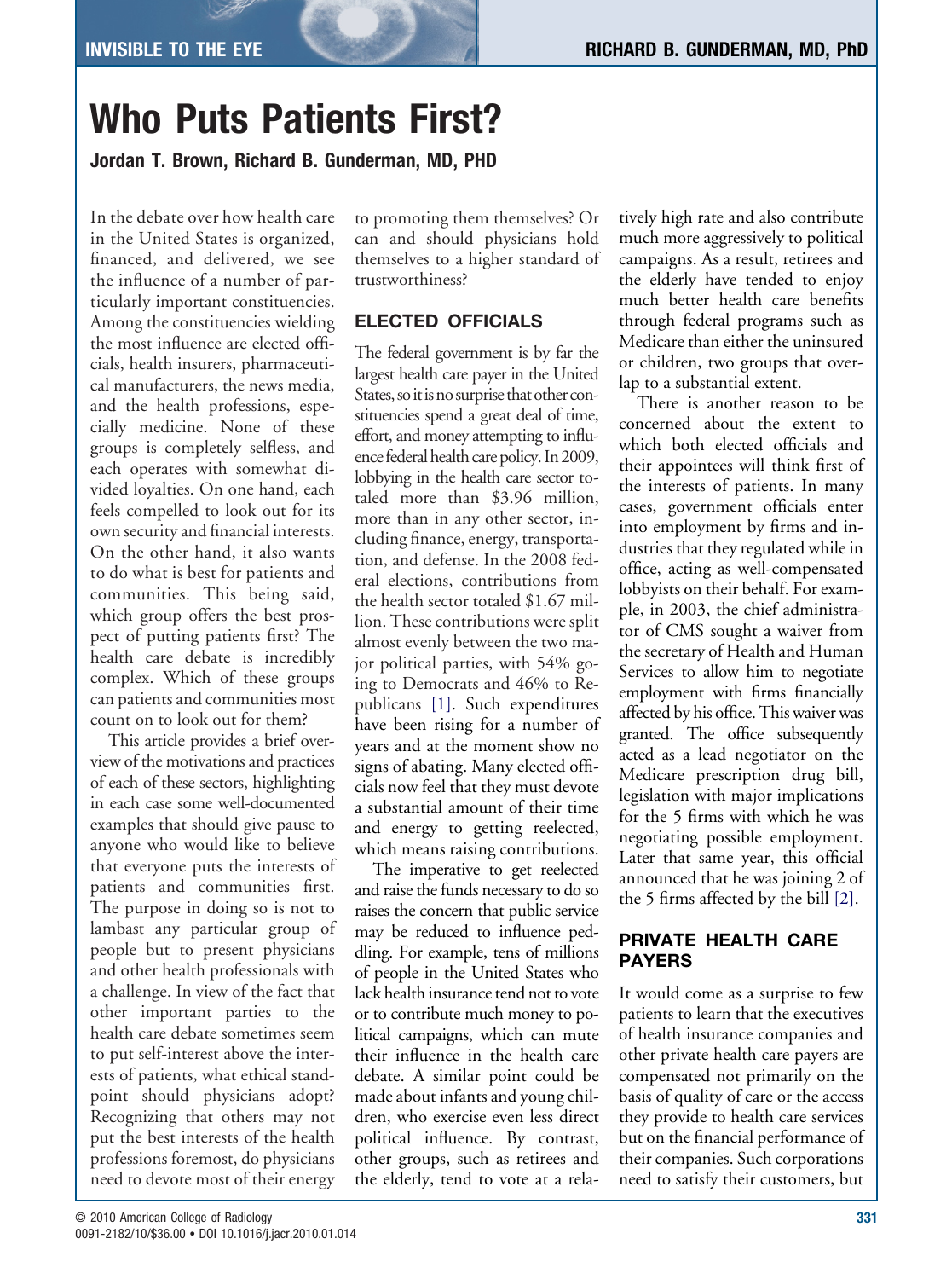# Who Puts Patients First?

**Jordan T. Brown, Richard B. Gunderman, MD, PHD**

In the debate over how health care in the United States is organized, financed, and delivered, we see the influence of a number of particularly important constituencies. Among the constituencies wielding the most influence are elected officials, health insurers, pharmaceutical manufacturers, the news media, and the health professions, especially medicine. None of these groups is completely selfless, and each operates with somewhat divided loyalties. On one hand, each feels compelled to look out for its own security and financial interests. On the other hand, it also wants to do what is best for patients and communities. This being said, which group offers the best prospect of putting patients first? The health care debate is incredibly complex. Which of these groups can patients and communities most count on to look out for them?

This article provides a brief overview of the motivations and practices of each of these sectors, highlighting in each case some well-documented examples that should give pause to anyone who would like to believe that everyone puts the interests of patients and communities first. The purpose in doing so is not to lambast any particular group of people but to present physicians and other health professionals with a challenge. In view of the fact that other important parties to the health care debate sometimes seem to put self-interest above the interests of patients, what ethical standpoint should physicians adopt? Recognizing that others may not put the best interests of the health professions foremost, do physicians need to devote most of their energy to promoting them themselves? Or can and should physicians hold themselves to a higher standard of trustworthiness?

## ELECTED OFFICIALS

The federal government is by far the largest health care payer in the United States, so it is no surprise that other constituencies spend a great deal of time, effort, and money attempting to influence federal health care policy. In 2009, lobbying in the health care sector totaled more than $3.96 million, more than in any other sector, including finance, energy, transportation, and defense. In the 2008 federal elections, contributions from the health sector totaled $1.67 million. These contributions were split almost evenly between the two major political parties, with 54% going to Democrats and 46% to Republicans [1]. Such expenditures have been rising for a number of years and at the moment show no signs of abating. Many elected officials now feel that they must devote a substantial amount of their time and energy to getting reelected, which means raising contributions.

The imperative to get reelected and raise the funds necessary to do so raises the concern that public service may be reduced to influence peddling. For example, tens of millions of people in the United States who lack health insurance tend not to vote or to contribute much money to political campaigns, which can mute their influence in the health care debate. A similar point could be made about infants and young children, who exercise even less direct political influence. By contrast, other groups, such as retirees and the elderly, tend to vote at a relatively high rate and also contribute much more aggressively to political campaigns. As a result, retirees and the elderly have tended to enjoy much better health care benefits through federal programs such as Medicare than either the uninsured or children, two groups that overlap to a substantial extent.

There is another reason to be concerned about the extent to which both elected officials and their appointees will think first of the interests of patients. In many cases, government officials enter into employment by firms and industries that they regulated while in office, acting as well-compensated lobbyists on their behalf. For example, in 2003, the chief administrator of CMS sought a waiver from the secretary of Health and Human Services to allow him to negotiate employment with firms financially affected by his office. This waiver was granted. The office subsequently acted as a lead negotiator on the Medicare prescription drug bill, legislation with major implications for the 5 firms with which he was negotiating possible employment. Later that same year, this official announced that he was joining 2 of the 5 firms affected by the bill [2].

## PRIVATE HEALTH CARE PAYERS

It would come as a surprise to few patients to learn that the executives of health insurance companies and other private health care payers are compensated not primarily on the basis of quality of care or the access they provide to health care services but on the financial performance of their companies. Such corporations need to satisfy their customers, but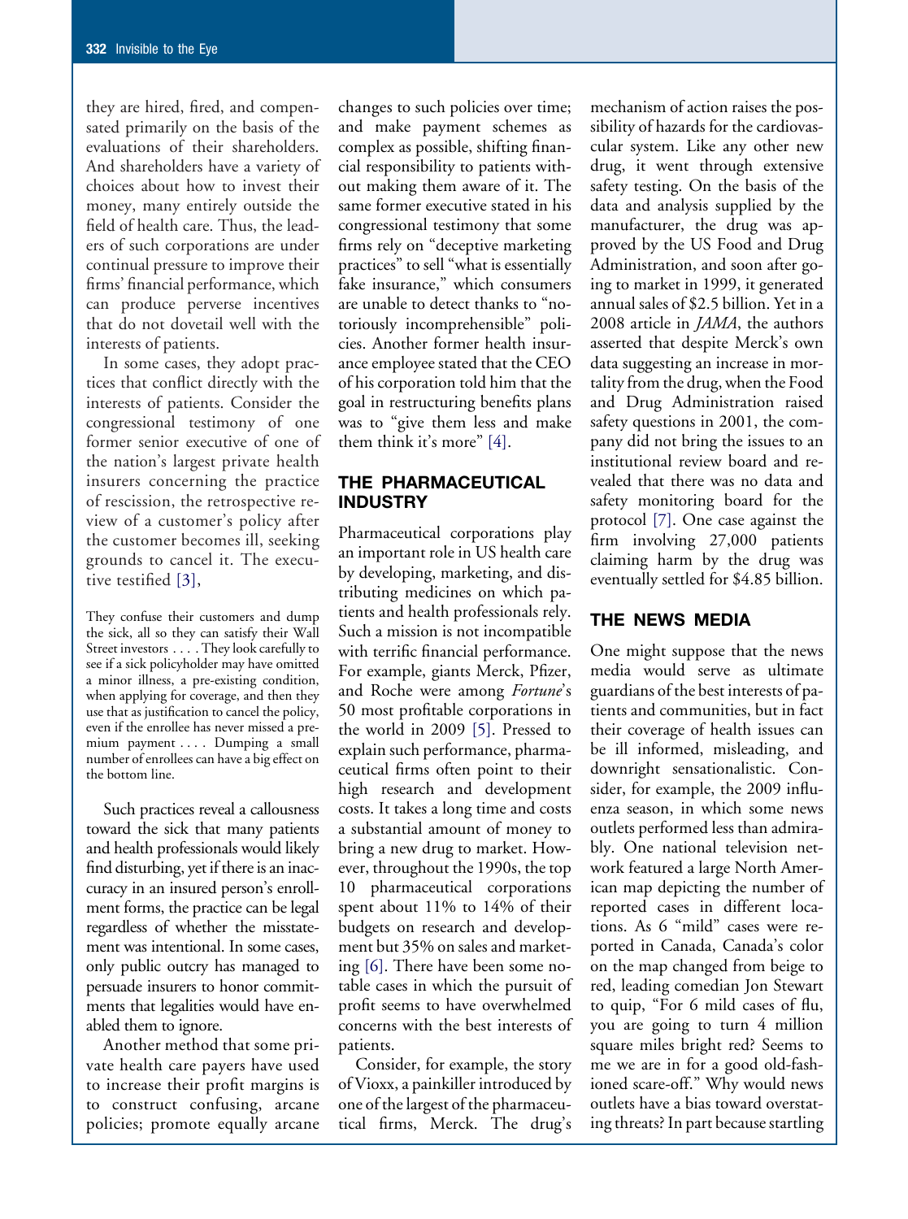they are hired, fired, and compensated primarily on the basis of the evaluations of their shareholders. And shareholders have a variety of choices about how to invest their money, many entirely outside the field of health care. Thus, the leaders of such corporations are under continual pressure to improve their firms' financial performance, which can produce perverse incentives that do not dovetail well with the interests of patients.

In some cases, they adopt practices that conflict directly with the interests of patients. Consider the congressional testimony of one former senior executive of one of the nation's largest private health insurers concerning the practice of rescission, the retrospective review of a customer's policy after the customer becomes ill, seeking grounds to cancel it. The executive testified [3],

> They confuse their customers and dump the sick, all so they can satisfy their Wall Street investors . . . . They look carefully to see if a sick policyholder may have omitted a minor illness, a pre-existing condition, when applying for coverage, and then they use that as justification to cancel the policy, even if the enrollee has never missed a premium payment . . . . Dumping a small number of enrollees can have a big effect on the bottom line.

Such practices reveal a callousness toward the sick that many patients and health professionals would likely find disturbing, yet if there is an inaccuracy in an insured person's enrollment forms, the practice can be legal regardless of whether the misstatement was intentional. In some cases, only public outcry has managed to persuade insurers to honor commitments that legalities would have enabled them to ignore.

Another method that some private health care payers have used to increase their profit margins is to construct confusing, arcane policies; promote equally arcane changes to such policies over time; and make payment schemes as complex as possible, shifting financial responsibility to patients without making them aware of it. The same former executive stated in his congressional testimony that some firms rely on "deceptive marketing practices" to sell "what is essentially fake insurance," which consumers are unable to detect thanks to "notoriously incomprehensible" policies. Another former health insurance employee stated that the CEO of his corporation told him that the goal in restructuring benefits plans was to "give them less and make them think it's more" [4].

## THE PHARMACEUTICAL INDUSTRY

Pharmaceutical corporations play an important role in US health care by developing, marketing, and distributing medicines on which patients and health professionals rely. Such a mission is not incompatible with terrific financial performance. For example, giants Merck, Pfizer, and Roche were among *Fortune*'s 50 most profitable corporations in the world in 2009 [5]. Pressed to explain such performance, pharmaceutical firms often point to their high research and development costs. It takes a long time and costs a substantial amount of money to bring a new drug to market. However, throughout the 1990s, the top 10 pharmaceutical corporations spent about 11% to 14% of their budgets on research and development but 35% on sales and marketing [6]. There have been some notable cases in which the pursuit of profit seems to have overwhelmed concerns with the best interests of patients.

Consider, for example, the story of Vioxx, a painkiller introduced by one of the largest of the pharmaceutical firms, Merck. The drug's mechanism of action raises the possibility of hazards for the cardiovascular system. Like any other new drug, it went through extensive safety testing. On the basis of the data and analysis supplied by the manufacturer, the drug was approved by the US Food and Drug Administration, and soon after going to market in 1999, it generated annual sales of $2.5 billion. Yet in a 2008 article in *JAMA*, the authors asserted that despite Merck's own data suggesting an increase in mortality from the drug, when the Food and Drug Administration raised safety questions in 2001, the company did not bring the issues to an institutional review board and revealed that there was no data and safety monitoring board for the protocol [7]. One case against the firm involving 27,000 patients claiming harm by the drug was eventually settled for $4.85 billion.

## THE NEWS MEDIA

One might suppose that the news media would serve as ultimate guardians of the best interests of patients and communities, but in fact their coverage of health issues can be ill informed, misleading, and downright sensationalistic. Consider, for example, the 2009 influenza season, in which some news outlets performed less than admirably. One national television network featured a large North American map depicting the number of reported cases in different locations. As 6 "mild" cases were reported in Canada, Canada's color on the map changed from beige to red, leading comedian Jon Stewart to quip, "For 6 mild cases of flu, you are going to turn 4 million square miles bright red? Seems to me we are in for a good old-fashioned scare-off." Why would news outlets have a bias toward overstating threats? In part because startling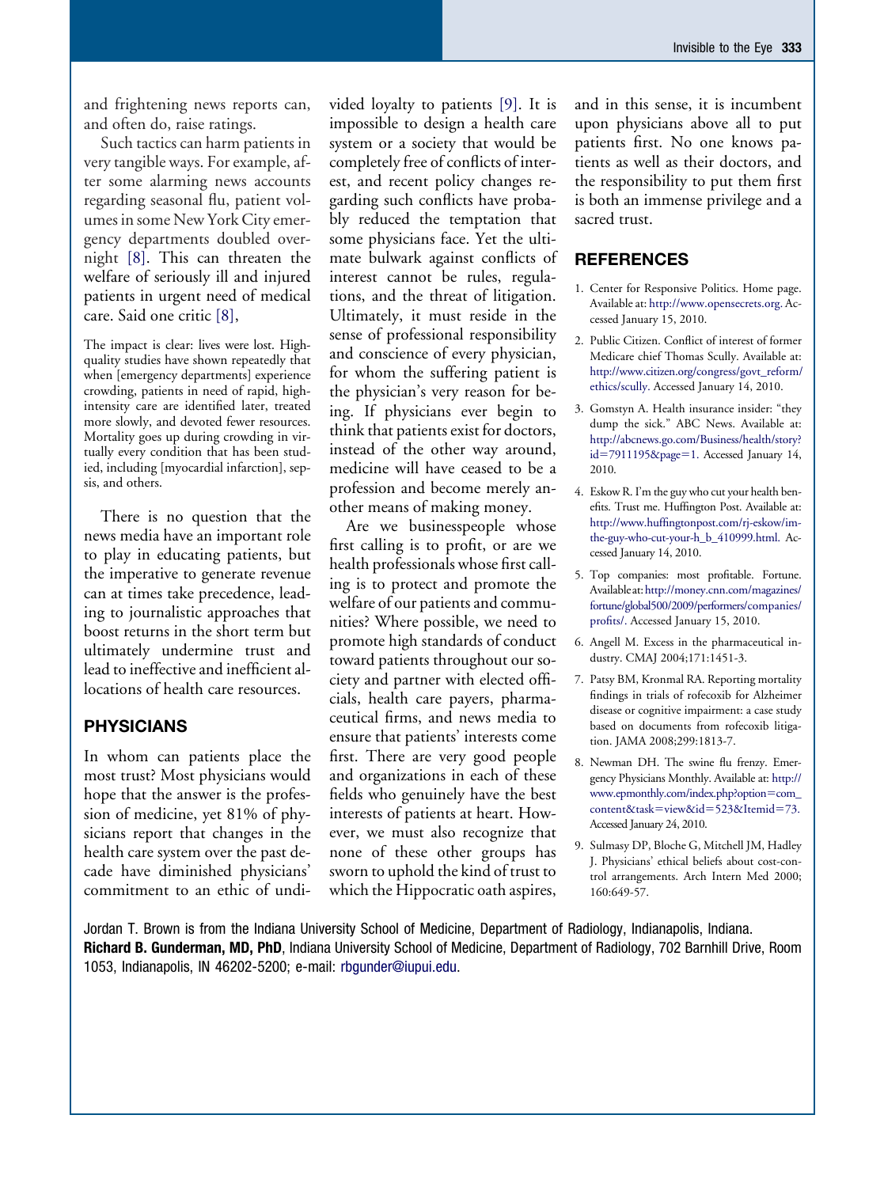and frightening news reports can, and often do, raise ratings.

Such tactics can harm patients in very tangible ways. For example, after some alarming news accounts regarding seasonal flu, patient volumes in some New York City emergency departments doubled overnight [8]. This can threaten the welfare of seriously ill and injured patients in urgent need of medical care. Said one critic [8],

> The impact is clear: lives were lost. High-quality studies have shown repeatedly that when [emergency departments] experience crowding, patients in need of rapid, high-intensity care are identified later, treated more slowly, and devoted fewer resources. Mortality goes up during crowding in virtually every condition that has been studied, including [myocardial infarction], sepsis, and others.

There is no question that the news media have an important role to play in educating patients, but the imperative to generate revenue can at times take precedence, leading to journalistic approaches that boost returns in the short term but ultimately undermine trust and lead to ineffective and inefficient allocations of health care resources.

## PHYSICIANS

In whom can patients place the most trust? Most physicians would hope that the answer is the profession of medicine, yet 81% of physicians report that changes in the health care system over the past decade have diminished physicians' commitment to an ethic of undivided loyalty to patients [9]. It is impossible to design a health care system or a society that would be completely free of conflicts of interest, and recent policy changes regarding such conflicts have probably reduced the temptation that some physicians face. Yet the ultimate bulwark against conflicts of interest cannot be rules, regulations, and the threat of litigation. Ultimately, it must reside in the sense of professional responsibility and conscience of every physician, for whom the suffering patient is the physician's very reason for being. If physicians ever begin to think that patients exist for doctors, instead of the other way around, medicine will have ceased to be a profession and become merely another means of making money.

Are we businesspeople whose first calling is to profit, or are we health professionals whose first calling is to protect and promote the welfare of our patients and communities? Where possible, we need to promote high standards of conduct toward patients throughout our society and partner with elected officials, health care payers, pharmaceutical firms, and news media to ensure that patients' interests come first. There are very good people and organizations in each of these fields who genuinely have the best interests of patients at heart. However, we must also recognize that none of these other groups has sworn to uphold the kind of trust to which the Hippocratic oath aspires, and in this sense, it is incumbent upon physicians above all to put patients first. No one knows patients as well as their doctors, and the responsibility to put them first is both an immense privilege and a sacred trust.

## REFERENCES

1. Center for Responsive Politics. Home page. Available at: http://www.opensecrets.org. Accessed January 15, 2010.
2. Public Citizen. Conflict of interest of former Medicare chief Thomas Scully. Available at: http://www.citizen.org/congress/govt_reform/ethics/scully. Accessed January 14, 2010.
3. Gomstyn A. Health insurance insider: "they dump the sick." ABC News. Available at: http://abcnews.go.com/Business/health/story?id=7911195&page=1. Accessed January 14, 2010.
4. Eskow R. I'm the guy who cut your health benefits. Trust me. Huffington Post. Available at: http://www.huffingtonpost.com/rj-eskow/im-the-guy-who-cut-your-h_b_410999.html. Accessed January 14, 2010.
5. Top companies: most profitable. Fortune. Available at: http://money.cnn.com/magazines/fortune/global500/2009/performers/companies/profits/. Accessed January 15, 2010.
6. Angell M. Excess in the pharmaceutical industry. CMAJ 2004;171:1451-3.
7. Patsy BM, Kronmal RA. Reporting mortality findings in trials of rofecoxib for Alzheimer disease or cognitive impairment: a case study based on documents from rofecoxib litigation. JAMA 2008;299:1813-7.
8. Newman DH. The swine flu frenzy. Emergency Physicians Monthly. Available at: http://www.epmonthly.com/index.php?option=com_content&task=view&id=523&Itemid=73. Accessed January 24, 2010.
9. Sulmasy DP, Bloche G, Mitchell JM, Hadley J. Physicians' ethical beliefs about cost-control arrangements. Arch Intern Med 2000;160:649-57.

Jordan T. Brown is from the Indiana University School of Medicine, Department of Radiology, Indianapolis, Indiana.

**Richard B. Gunderman, MD, PhD**, Indiana University School of Medicine, Department of Radiology, 702 Barnhill Drive, Room 1053, Indianapolis, IN 46202-5200; e-mail: rbgunder@iupui.edu.